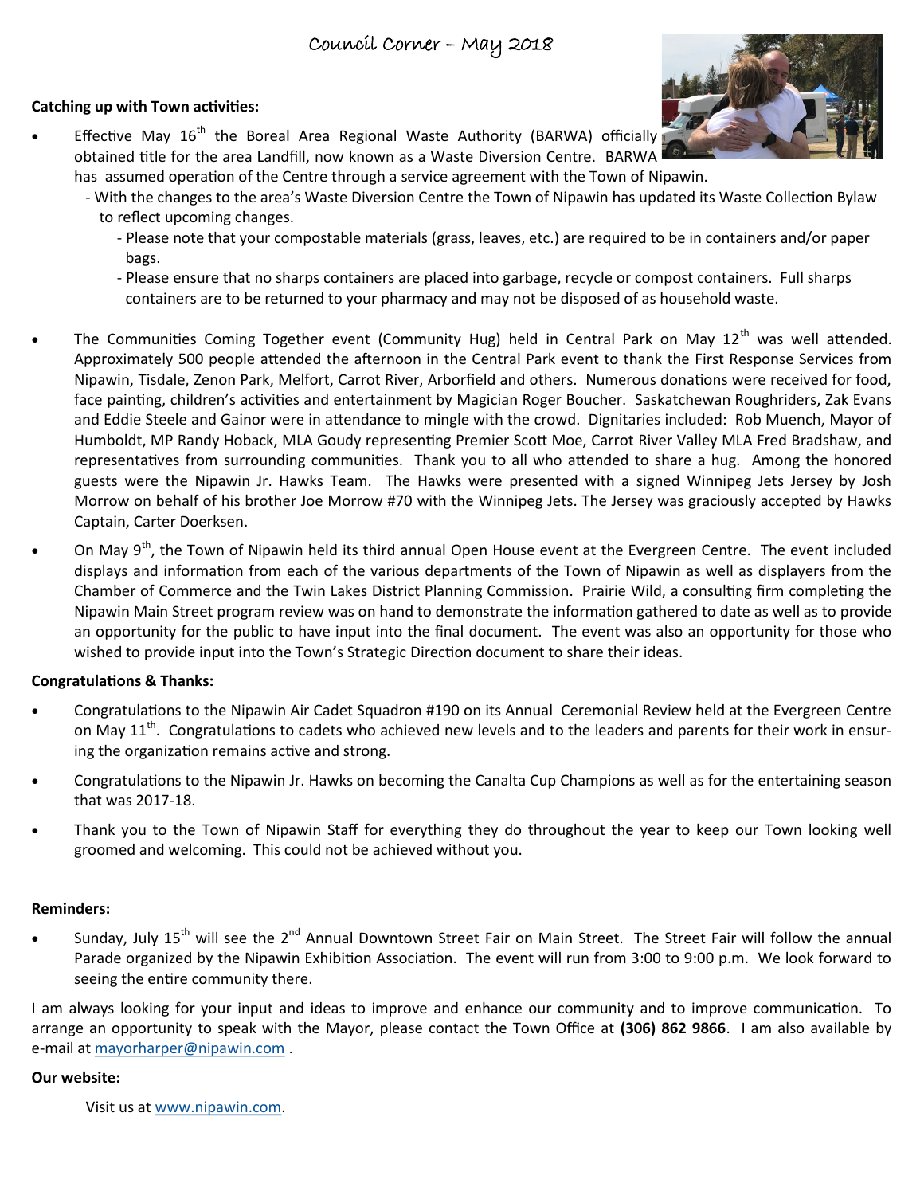# Council Corner – May 2018

**Catching up with Town activities:**

- Effective May 16th the Boreal Area Regional Waste Authority (BARWA) officially obtained title for the area Landfill, now known as a Waste Diversion Centre. BARWA has assumed operation of the Centre through a service agreement with the Town of Nipawin.
  - With the changes to the area's Waste Diversion Centre the Town of Nipawin has updated its Waste Collection Bylaw to reflect upcoming changes.
    - Please note that your compostable materials (grass, leaves, etc.) are required to be in containers and/or paper bags.
    - Please ensure that no sharps containers are placed into garbage, recycle or compost containers. Full sharps containers are to be returned to your pharmacy and may not be disposed of as household waste.

- The Communities Coming Together event (Community Hug) held in Central Park on May 12th was well attended. Approximately 500 people attended the afternoon in the Central Park event to thank the First Response Services from Nipawin, Tisdale, Zenon Park, Melfort, Carrot River, Arborfield and others. Numerous donations were received for food, face painting, children's activities and entertainment by Magician Roger Boucher. Saskatchewan Roughriders, Zak Evans and Eddie Steele and Gainor were in attendance to mingle with the crowd. Dignitaries included: Rob Muench, Mayor of Humboldt, MP Randy Hoback, MLA Goudy representing Premier Scott Moe, Carrot River Valley MLA Fred Bradshaw, and representatives from surrounding communities. Thank you to all who attended to share a hug. Among the honored guests were the Nipawin Jr. Hawks Team. The Hawks were presented with a signed Winnipeg Jets Jersey by Josh Morrow on behalf of his brother Joe Morrow #70 with the Winnipeg Jets. The Jersey was graciously accepted by Hawks Captain, Carter Doerksen.

- On May 9th, the Town of Nipawin held its third annual Open House event at the Evergreen Centre. The event included displays and information from each of the various departments of the Town of Nipawin as well as displayers from the Chamber of Commerce and the Twin Lakes District Planning Commission. Prairie Wild, a consulting firm completing the Nipawin Main Street program review was on hand to demonstrate the information gathered to date as well as to provide an opportunity for the public to have input into the final document. The event was also an opportunity for those who wished to provide input into the Town's Strategic Direction document to share their ideas.

**Congratulations & Thanks:**

- Congratulations to the Nipawin Air Cadet Squadron #190 on its Annual Ceremonial Review held at the Evergreen Centre on May 11th. Congratulations to cadets who achieved new levels and to the leaders and parents for their work in ensuring the organization remains active and strong.

- Congratulations to the Nipawin Jr. Hawks on becoming the Canalta Cup Champions as well as for the entertaining season that was 2017-18.

- Thank you to the Town of Nipawin Staff for everything they do throughout the year to keep our Town looking well groomed and welcoming. This could not be achieved without you.

**Reminders:**

- Sunday, July 15th will see the 2nd Annual Downtown Street Fair on Main Street. The Street Fair will follow the annual Parade organized by the Nipawin Exhibition Association. The event will run from 3:00 to 9:00 p.m. We look forward to seeing the entire community there.

I am always looking for your input and ideas to improve and enhance our community and to improve communication. To arrange an opportunity to speak with the Mayor, please contact the Town Office at **(306) 862 9866**. I am also available by e-mail at mayorharper@nipawin.com .

**Our website:**

Visit us at www.nipawin.com.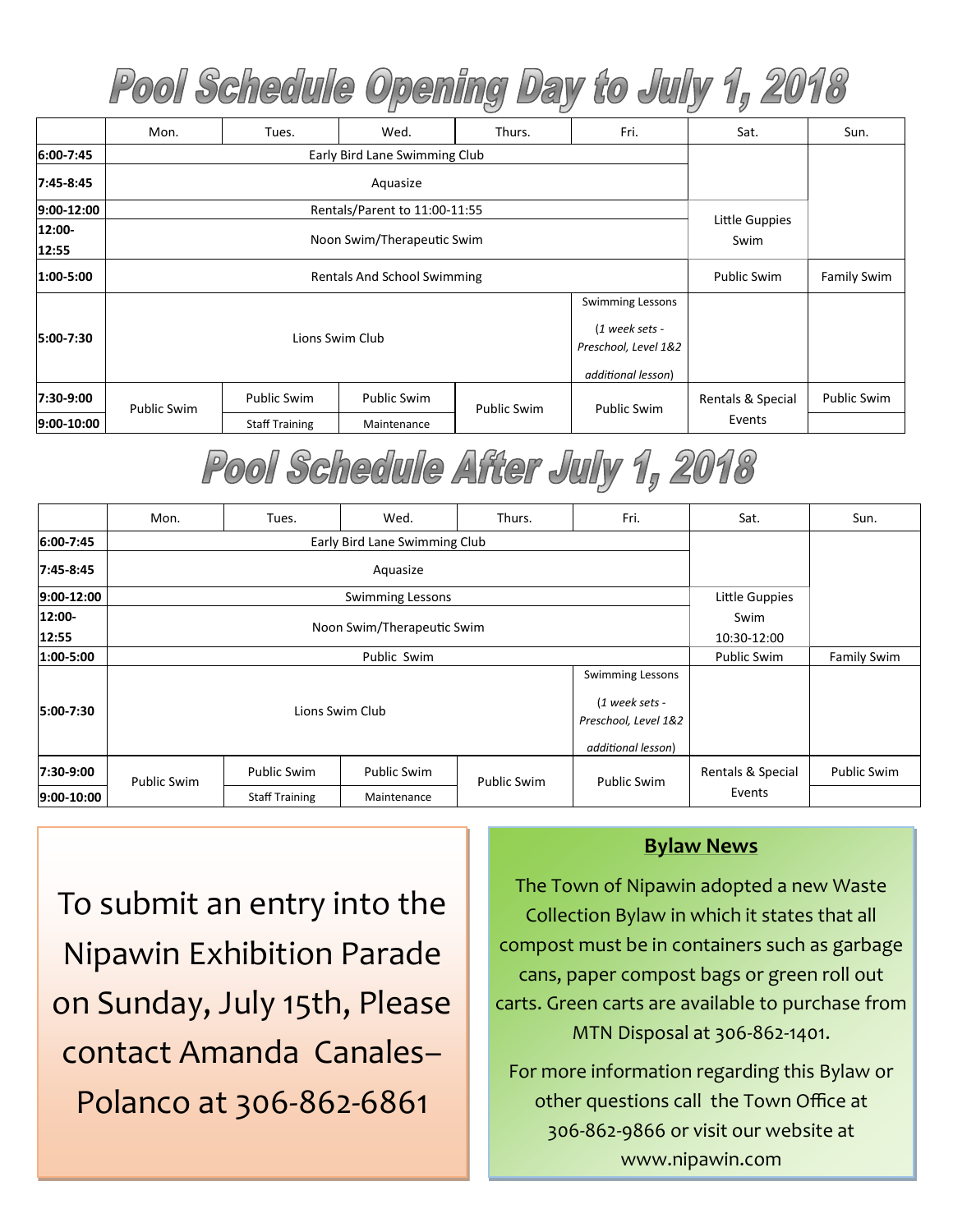# Pool Schedule Opening Day to July 1, 2018

| | Mon. | Tues. | Wed. | Thurs. | Fri. | Sat. | Sun. |
|---|---|---|---|---|---|---|---|
| 6:00-7:45 | Early Bird Lane Swimming Club | | | | | | |
| 7:45-8:45 | Aquasize | | | | | | |
| 9:00-12:00 | Rentals/Parent to 11:00-11:55 | | | | | Little Guppies Swim | |
| 12:00-12:55 | Noon Swim/Therapeutic Swim | | | | | | |
| 1:00-5:00 | Rentals And School Swimming | | | | | Public Swim | Family Swim |
| 5:00-7:30 | Lions Swim Club | | | | Swimming Lessons (*1 week sets - Preschool, Level 1&2 additional lesson*) | | |
| 7:30-9:00 | Public Swim | Public Swim | Public Swim | Public Swim | Public Swim | Rentals & Special Events | Public Swim |
| 9:00-10:00 | | Staff Training | Maintenance | | | | |

# Pool Schedule After July 1, 2018

| | Mon. | Tues. | Wed. | Thurs. | Fri. | Sat. | Sun. |
|---|---|---|---|---|---|---|---|
| 6:00-7:45 | Early Bird Lane Swimming Club | | | | | | |
| 7:45-8:45 | Aquasize | | | | | | |
| 9:00-12:00 | Swimming Lessons | | | | | Little Guppies Swim 10:30-12:00 | |
| 12:00-12:55 | Noon Swim/Therapeutic Swim | | | | | | |
| 1:00-5:00 | Public Swim | | | | | Public Swim | Family Swim |
| 5:00-7:30 | Lions Swim Club | | | | Swimming Lessons (*1 week sets - Preschool, Level 1&2 additional lesson*) | | |
| 7:30-9:00 | Public Swim | Public Swim | Public Swim | Public Swim | Public Swim | Rentals & Special Events | Public Swim |
| 9:00-10:00 | | Staff Training | Maintenance | | | | |

To submit an entry into the Nipawin Exhibition Parade on Sunday, July 15th, Please contact Amanda Canales–Polanco at 306-862-6861

## Bylaw News

The Town of Nipawin adopted a new Waste Collection Bylaw in which it states that all compost must be in containers such as garbage cans, paper compost bags or green roll out carts. Green carts are available to purchase from MTN Disposal at 306-862-1401.

For more information regarding this Bylaw or other questions call the Town Office at 306-862-9866 or visit our website at www.nipawin.com